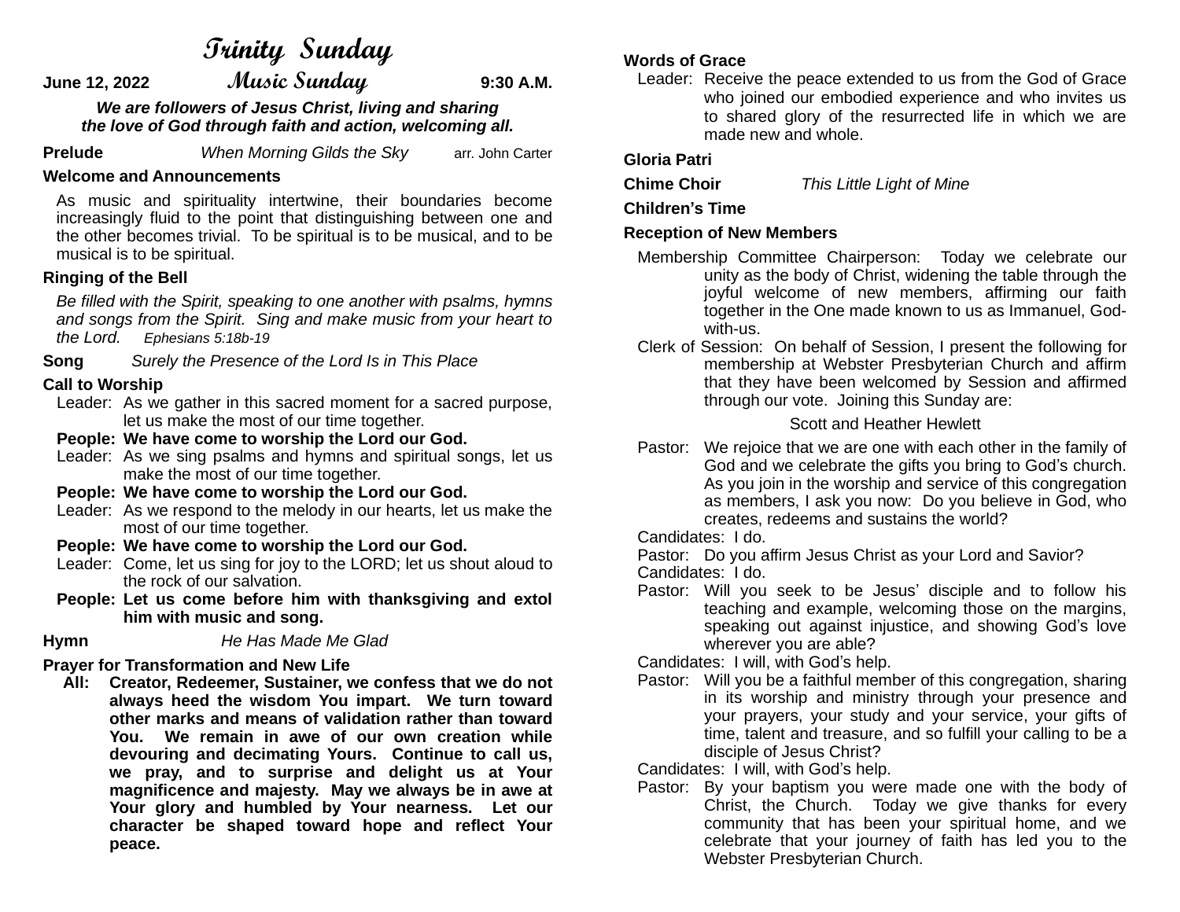# Trinity Sunday

**June 12, 2022** **Music Sunday** **9:30 A.M.**

***We are followers of Jesus Christ, living and sharing the love of God through faith and action, welcoming all.***

**Prelude** *When Morning Gilds the Sky* arr. John Carter

**Welcome and Announcements**

As music and spirituality intertwine, their boundaries become increasingly fluid to the point that distinguishing between one and the other becomes trivial. To be spiritual is to be musical, and to be musical is to be spiritual.

**Ringing of the Bell**

*Be filled with the Spirit, speaking to one another with psalms, hymns and songs from the Spirit. Sing and make music from your heart to the Lord.* *Ephesians 5:18b-19*

**Song** *Surely the Presence of the Lord Is in This Place*

**Call to Worship**

Leader: As we gather in this sacred moment for a sacred purpose, let us make the most of our time together.
**People: We have come to worship the Lord our God.**
Leader: As we sing psalms and hymns and spiritual songs, let us make the most of our time together.
**People: We have come to worship the Lord our God.**
Leader: As we respond to the melody in our hearts, let us make the most of our time together.
**People: We have come to worship the Lord our God.**
Leader: Come, let us sing for joy to the LORD; let us shout aloud to the rock of our salvation.
**People: Let us come before him with thanksgiving and extol him with music and song.**

**Hymn** *He Has Made Me Glad*

**Prayer for Transformation and New Life**

**All: Creator, Redeemer, Sustainer, we confess that we do not always heed the wisdom You impart. We turn toward other marks and means of validation rather than toward You. We remain in awe of our own creation while devouring and decimating Yours. Continue to call us, we pray, and to surprise and delight us at Your magnificence and majesty. May we always be in awe at Your glory and humbled by Your nearness. Let our character be shaped toward hope and reflect Your peace.**

**Words of Grace**

Leader: Receive the peace extended to us from the God of Grace who joined our embodied experience and who invites us to shared glory of the resurrected life in which we are made new and whole.

**Gloria Patri**

**Chime Choir** *This Little Light of Mine*

**Children's Time**

**Reception of New Members**

Membership Committee Chairperson: Today we celebrate our unity as the body of Christ, widening the table through the joyful welcome of new members, affirming our faith together in the One made known to us as Immanuel, God-with-us.

Clerk of Session: On behalf of Session, I present the following for membership at Webster Presbyterian Church and affirm that they have been welcomed by Session and affirmed through our vote. Joining this Sunday are:

Scott and Heather Hewlett

Pastor: We rejoice that we are one with each other in the family of God and we celebrate the gifts you bring to God's church. As you join in the worship and service of this congregation as members, I ask you now: Do you believe in God, who creates, redeems and sustains the world?
Candidates: I do.
Pastor: Do you affirm Jesus Christ as your Lord and Savior?
Candidates: I do.
Pastor: Will you seek to be Jesus' disciple and to follow his teaching and example, welcoming those on the margins, speaking out against injustice, and showing God's love wherever you are able?
Candidates: I will, with God's help.
Pastor: Will you be a faithful member of this congregation, sharing in its worship and ministry through your presence and your prayers, your study and your service, your gifts of time, talent and treasure, and so fulfill your calling to be a disciple of Jesus Christ?
Candidates: I will, with God's help.
Pastor: By your baptism you were made one with the body of Christ, the Church. Today we give thanks for every community that has been your spiritual home, and we celebrate that your journey of faith has led you to the Webster Presbyterian Church.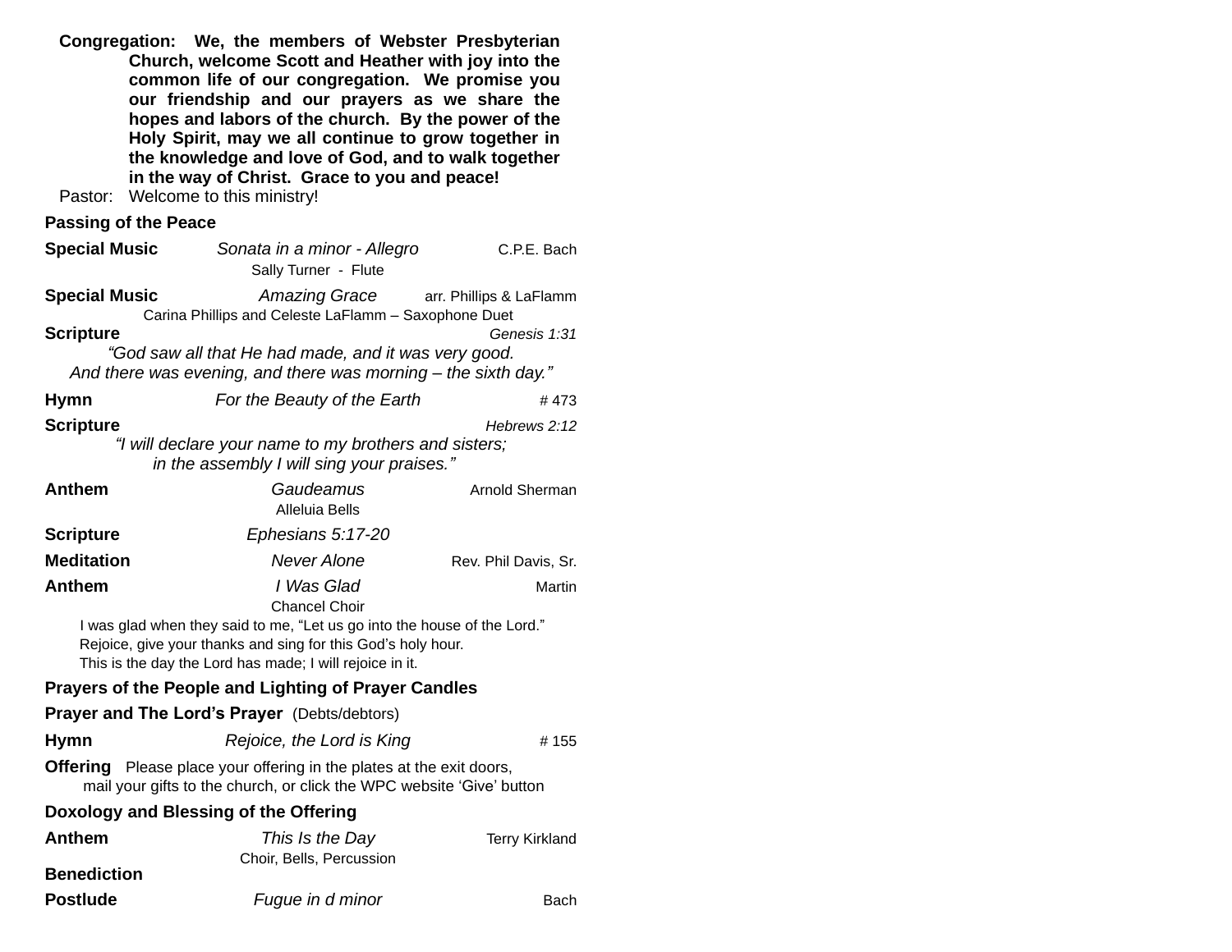**Congregation:** **We, the members of Webster Presbyterian Church, welcome Scott and Heather with joy into the common life of our congregation. We promise you our friendship and our prayers as we share the hopes and labors of the church. By the power of the Holy Spirit, may we all continue to grow together in the knowledge and love of God, and to walk together in the way of Christ. Grace to you and peace!**

Pastor: Welcome to this ministry!

**Passing of the Peace**

**Special Music** *Sonata in a minor - Allegro* C.P.E. Bach
Sally Turner - Flute

**Special Music** *Amazing Grace* arr. Phillips & LaFlamm
Carina Phillips and Celeste LaFlamm – Saxophone Duet

**Scripture** *Genesis 1:31*

*"God saw all that He had made, and it was very good.*
*And there was evening, and there was morning – the sixth day."*

**Hymn** *For the Beauty of the Earth* # 473

**Scripture** *Hebrews 2:12*

*"I will declare your name to my brothers and sisters;*
*in the assembly I will sing your praises."*

**Anthem** *Gaudeamus* Arnold Sherman
Alleluia Bells

**Scripture** *Ephesians 5:17-20*

**Meditation** *Never Alone* Rev. Phil Davis, Sr.

**Anthem** *I Was Glad* Martin
Chancel Choir

I was glad when they said to me, "Let us go into the house of the Lord."
Rejoice, give your thanks and sing for this God's holy hour.
This is the day the Lord has made; I will rejoice in it.

**Prayers of the People and Lighting of Prayer Candles**

**Prayer and The Lord's Prayer** (Debts/debtors)

**Hymn** *Rejoice, the Lord is King* # 155

**Offering** Please place your offering in the plates at the exit doors, mail your gifts to the church, or click the WPC website 'Give' button

**Doxology and Blessing of the Offering**

**Anthem** *This Is the Day* Terry Kirkland
Choir, Bells, Percussion

**Benediction**

**Postlude** *Fugue in d minor* Bach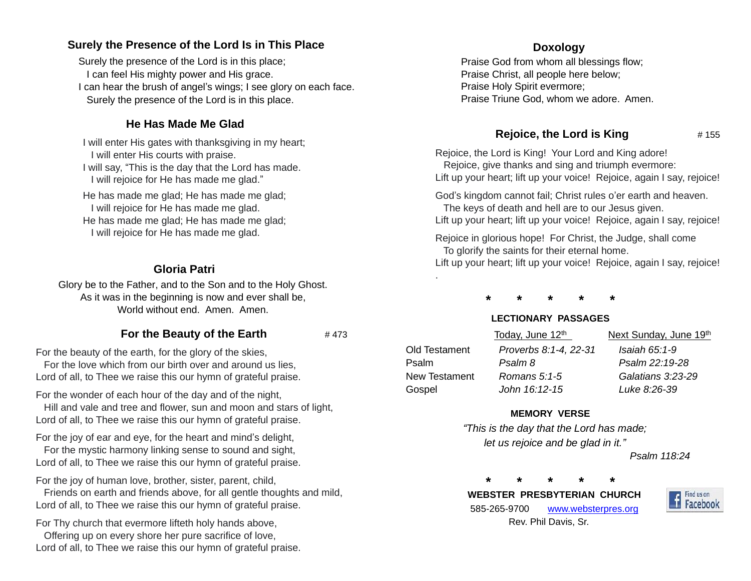### Surely the Presence of the Lord Is in This Place

Surely the presence of the Lord is in this place;
I can feel His mighty power and His grace.
I can hear the brush of angel's wings; I see glory on each face.
Surely the presence of the Lord is in this place.

### He Has Made Me Glad

I will enter His gates with thanksgiving in my heart;
I will enter His courts with praise.
I will say, "This is the day that the Lord has made.
I will rejoice for He has made me glad."

He has made me glad; He has made me glad;
I will rejoice for He has made me glad.
He has made me glad; He has made me glad;
I will rejoice for He has made me glad.

### Gloria Patri

Glory be to the Father, and to the Son and to the Holy Ghost.
As it was in the beginning is now and ever shall be,
World without end. Amen. Amen.

### For the Beauty of the Earth

\# 473

For the beauty of the earth, for the glory of the skies,
For the love which from our birth over and around us lies,
Lord of all, to Thee we raise this our hymn of grateful praise.

For the wonder of each hour of the day and of the night,
Hill and vale and tree and flower, sun and moon and stars of light,
Lord of all, to Thee we raise this our hymn of grateful praise.

For the joy of ear and eye, for the heart and mind's delight,
For the mystic harmony linking sense to sound and sight,
Lord of all, to Thee we raise this our hymn of grateful praise.

For the joy of human love, brother, sister, parent, child,
Friends on earth and friends above, for all gentle thoughts and mild,
Lord of all, to Thee we raise this our hymn of grateful praise.

For Thy church that evermore lifteth holy hands above,
Offering up on every shore her pure sacrifice of love,
Lord of all, to Thee we raise this our hymn of grateful praise.

### Doxology

Praise God from whom all blessings flow;
Praise Christ, all people here below;
Praise Holy Spirit evermore;
Praise Triune God, whom we adore. Amen.

### Rejoice, the Lord is King

\# 155

Rejoice, the Lord is King! Your Lord and King adore!
Rejoice, give thanks and sing and triumph evermore:
Lift up your heart; lift up your voice! Rejoice, again I say, rejoice!

God's kingdom cannot fail; Christ rules o'er earth and heaven.
The keys of death and hell are to our Jesus given.
Lift up your heart; lift up your voice! Rejoice, again I say, rejoice!

Rejoice in glorious hope! For Christ, the Judge, shall come
To glorify the saints for their eternal home.
Lift up your heart; lift up your voice! Rejoice, again I say, rejoice!

\* \* \* \* \*

**LECTIONARY PASSAGES**

| | Today, June 12th | Next Sunday, June 19th |
|---|---|---|
| Old Testament | *Proverbs 8:1-4, 22-31* | *Isaiah 65:1-9* |
| Psalm | *Psalm 8* | *Psalm 22:19-28* |
| New Testament | *Romans 5:1-5* | *Galatians 3:23-29* |
| Gospel | *John 16:12-15* | *Luke 8:26-39* |

**MEMORY VERSE**

*"This is the day that the Lord has made;
let us rejoice and be glad in it."*
*Psalm 118:24*

\* \* \* \* \*

**WEBSTER PRESBYTERIAN CHURCH**
585-265-9700 www.websterpres.org
Rev. Phil Davis, Sr.

Find us on Facebook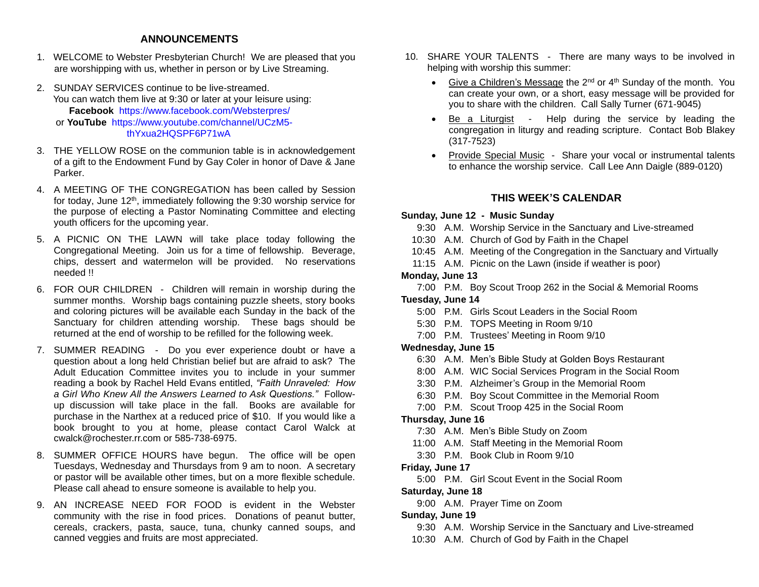## ANNOUNCEMENTS

1. WELCOME to Webster Presbyterian Church! We are pleased that you are worshipping with us, whether in person or by Live Streaming.

2. SUNDAY SERVICES continue to be live-streamed. You can watch them live at 9:30 or later at your leisure using:
   **Facebook** https://www.facebook.com/Websterpres/
   or **YouTube** https://www.youtube.com/channel/UCzM5-thYxua2HQSPF6P71wA

3. THE YELLOW ROSE on the communion table is in acknowledgement of a gift to the Endowment Fund by Gay Coler in honor of Dave & Jane Parker.

4. A MEETING OF THE CONGREGATION has been called by Session for today, June 12th, immediately following the 9:30 worship service for the purpose of electing a Pastor Nominating Committee and electing youth officers for the upcoming year.

5. A PICNIC ON THE LAWN will take place today following the Congregational Meeting. Join us for a time of fellowship. Beverage, chips, dessert and watermelon will be provided. No reservations needed !!

6. FOR OUR CHILDREN - Children will remain in worship during the summer months. Worship bags containing puzzle sheets, story books and coloring pictures will be available each Sunday in the back of the Sanctuary for children attending worship. These bags should be returned at the end of worship to be refilled for the following week.

7. SUMMER READING - Do you ever experience doubt or have a question about a long held Christian belief but are afraid to ask? The Adult Education Committee invites you to include in your summer reading a book by Rachel Held Evans entitled, *"Faith Unraveled: How a Girl Who Knew All the Answers Learned to Ask Questions."* Follow-up discussion will take place in the fall. Books are available for purchase in the Narthex at a reduced price of $10. If you would like a book brought to you at home, please contact Carol Walck at cwalck@rochester.rr.com or 585-738-6975.

8. SUMMER OFFICE HOURS have begun. The office will be open Tuesdays, Wednesday and Thursdays from 9 am to noon. A secretary or pastor will be available other times, but on a more flexible schedule. Please call ahead to ensure someone is available to help you.

9. AN INCREASE NEED FOR FOOD is evident in the Webster community with the rise in food prices. Donations of peanut butter, cereals, crackers, pasta, sauce, tuna, chunky canned soups, and canned veggies and fruits are most appreciated.

10. SHARE YOUR TALENTS - There are many ways to be involved in helping with worship this summer:
    - Give a Children's Message the 2nd or 4th Sunday of the month. You can create your own, or a short, easy message will be provided for you to share with the children. Call Sally Turner (671-9045)
    - Be a Liturgist - Help during the service by leading the congregation in liturgy and reading scripture. Contact Bob Blakey (317-7523)
    - Provide Special Music - Share your vocal or instrumental talents to enhance the worship service. Call Lee Ann Daigle (889-0120)

## THIS WEEK'S CALENDAR

**Sunday, June 12 - Music Sunday**
- 9:30 A.M. Worship Service in the Sanctuary and Live-streamed
- 10:30 A.M. Church of God by Faith in the Chapel
- 10:45 A.M. Meeting of the Congregation in the Sanctuary and Virtually
- 11:15 A.M. Picnic on the Lawn (inside if weather is poor)

**Monday, June 13**
- 7:00 P.M. Boy Scout Troop 262 in the Social & Memorial Rooms

**Tuesday, June 14**
- 5:00 P.M. Girls Scout Leaders in the Social Room
- 5:30 P.M. TOPS Meeting in Room 9/10
- 7:00 P.M. Trustees' Meeting in Room 9/10

**Wednesday, June 15**
- 6:30 A.M. Men's Bible Study at Golden Boys Restaurant
- 8:00 A.M. WIC Social Services Program in the Social Room
- 3:30 P.M. Alzheimer's Group in the Memorial Room
- 6:30 P.M. Boy Scout Committee in the Memorial Room
- 7:00 P.M. Scout Troop 425 in the Social Room

**Thursday, June 16**
- 7:30 A.M. Men's Bible Study on Zoom
- 11:00 A.M. Staff Meeting in the Memorial Room
- 3:30 P.M. Book Club in Room 9/10

**Friday, June 17**
- 5:00 P.M. Girl Scout Event in the Social Room

**Saturday, June 18**
- 9:00 A.M. Prayer Time on Zoom

**Sunday, June 19**
- 9:30 A.M. Worship Service in the Sanctuary and Live-streamed
- 10:30 A.M. Church of God by Faith in the Chapel